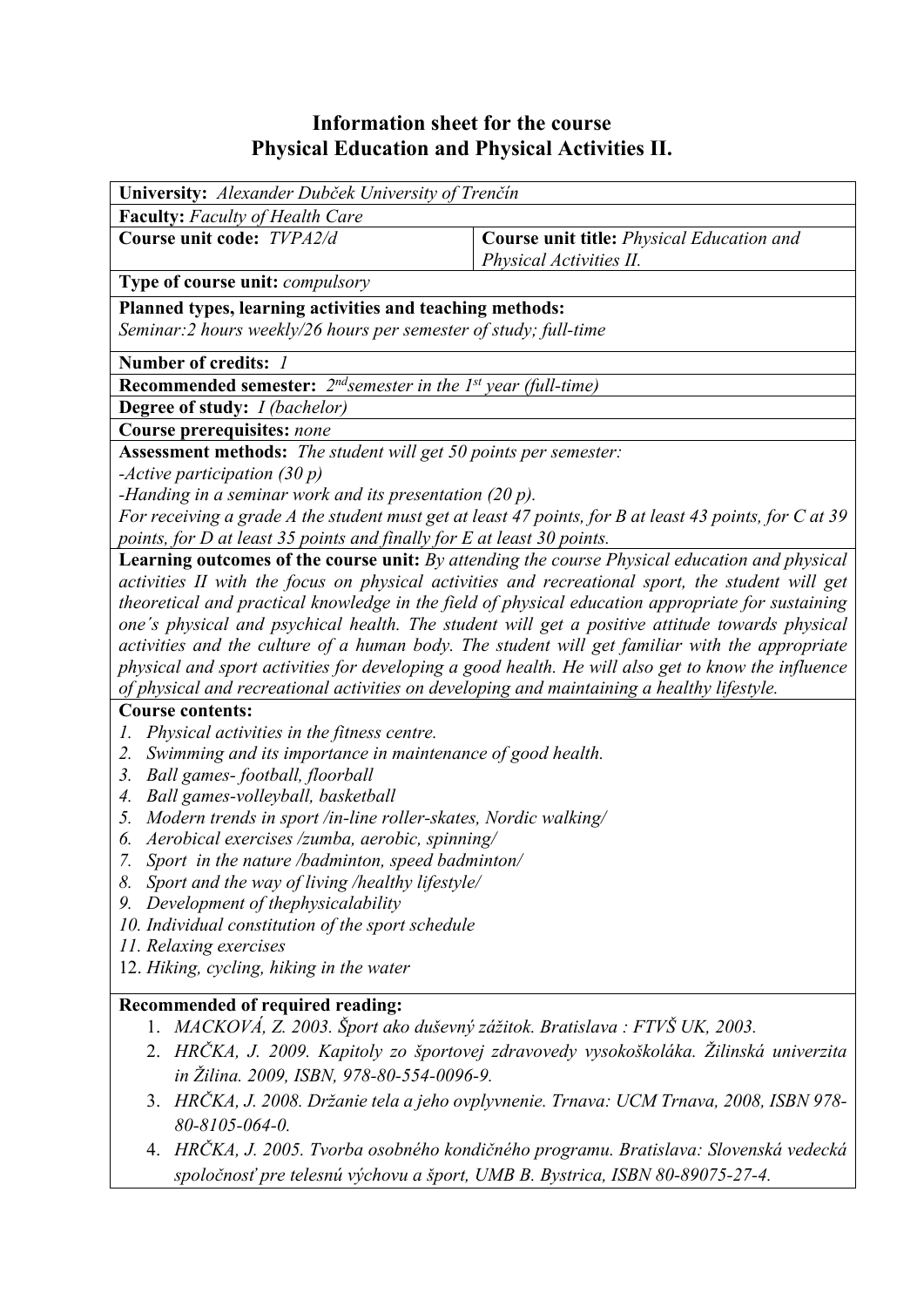# Information sheet for the course
# Physical Education and Physical Activities II.

**University:** *Alexander Dubček University of Trenčín*

**Faculty:** *Faculty of Health Care*

| **Course unit code:** *TVPA2/d* | **Course unit title:** *Physical Education and Physical Activities II.* |
|---|---|

**Type of course unit:** *compulsory*

**Planned types, learning activities and teaching methods:**
*Seminar:2 hours weekly/26 hours per semester of study; full-time*

**Number of credits:** *1*

**Recommended semester:** *2ndsemester in the 1st year (full-time)*

**Degree of study:** *I (bachelor)*

**Course prerequisites:** *none*

**Assessment methods:** *The student will get 50 points per semester:*
*-Active participation (30 p)*
*-Handing in a seminar work and its presentation (20 p).*
*For receiving a grade A the student must get at least 47 points, for B at least 43 points, for C at 39 points, for D at least 35 points and finally for E at least 30 points.*

**Learning outcomes of the course unit:** *By attending the course Physical education and physical activities II with the focus on physical activities and recreational sport, the student will get theoretical and practical knowledge in the field of physical education appropriate for sustaining one´s physical and psychical health. The student will get a positive attitude towards physical activities and the culture of a human body. The student will get familiar with the appropriate physical and sport activities for developing a good health. He will also get to know the influence of physical and recreational activities on developing and maintaining a healthy lifestyle.*

**Course contents:**
1. *Physical activities in the fitness centre.*
2. *Swimming and its importance in maintenance of good health.*
3. *Ball games- football, floorball*
4. *Ball games-volleyball, basketball*
5. *Modern trends in sport /in-line roller-skates, Nordic walking/*
6. *Aerobical exercises /zumba, aerobic, spinning/*
7. *Sport in the nature /badminton, speed badminton/*
8. *Sport and the way of living /healthy lifestyle/*
9. *Development of thephysicalability*
10. *Individual constitution of the sport schedule*
11. *Relaxing exercises*
12. *Hiking, cycling, hiking in the water*

**Recommended of required reading:**
1. *MACKOVÁ, Z. 2003. Šport ako duševný zážitok. Bratislava : FTVŠ UK, 2003.*
2. *HRČKA, J. 2009. Kapitoly zo športovej zdravovedy vysokoškoláka. Žilinská univerzita in Žilina. 2009, ISBN, 978-80-554-0096-9.*
3. *HRČKA, J. 2008. Držanie tela a jeho ovplyvnenie. Trnava: UCM Trnava, 2008, ISBN 978-80-8105-064-0.*
4. *HRČKA, J. 2005. Tvorba osobného kondičného programu. Bratislava: Slovenská vedecká spoločnosť pre telesnú výchovu a šport, UMB B. Bystrica, ISBN 80-89075-27-4.*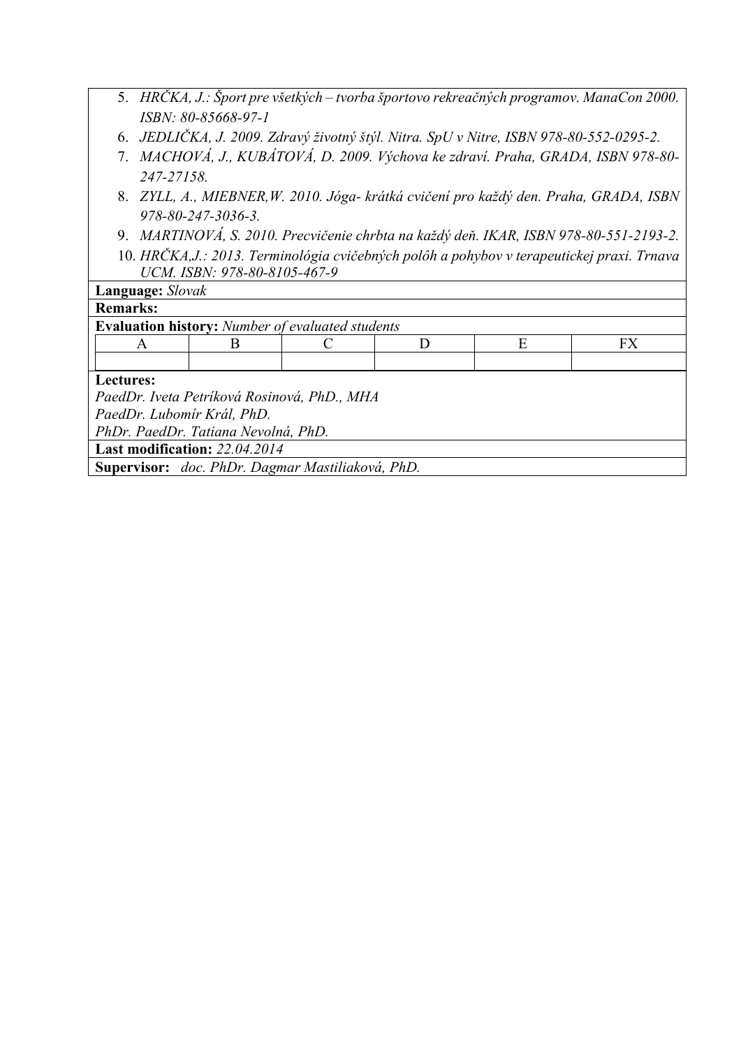5. *HRČKA, J.: Šport pre všetkých – tvorba športovo rekreačných programov. ManaCon 2000. ISBN: 80-85668-97-1*
6. *JEDLIČKA, J. 2009. Zdravý životný štýl. Nitra. SpU v Nitre, ISBN 978-80-552-0295-2.*
7. *MACHOVÁ, J., KUBÁTOVÁ, D. 2009. Výchova ke zdraví. Praha, GRADA, ISBN 978-80-247-27158.*
8. *ZYLL, A., MIEBNER,W. 2010. Jóga- krátká cvičení pro každý den. Praha, GRADA, ISBN 978-80-247-3036-3.*
9. *MARTINOVÁ, S. 2010. Precvičenie chrbta na každý deň. IKAR, ISBN 978-80-551-2193-2.*
10. *HRČKA,J.: 2013. Terminológia cvičebných polôh a pohybov v terapeutickej praxi. Trnava UCM. ISBN: 978-80-8105-467-9*

**Language:** *Slovak*

**Remarks:**

**Evaluation history:** *Number of evaluated students*

| A | B | C | D | E | FX |
|---|---|---|---|---|---|
| | | | | | |

**Lectures:**
*PaedDr. Iveta Petríková Rosinová, PhD., MHA*
*PaedDr. Lubomír Král, PhD.*
*PhDr. PaedDr. Tatiana Nevolná, PhD.*

**Last modification:** *22.04.2014*

**Supervisor:** *doc. PhDr. Dagmar Mastiliaková, PhD.*